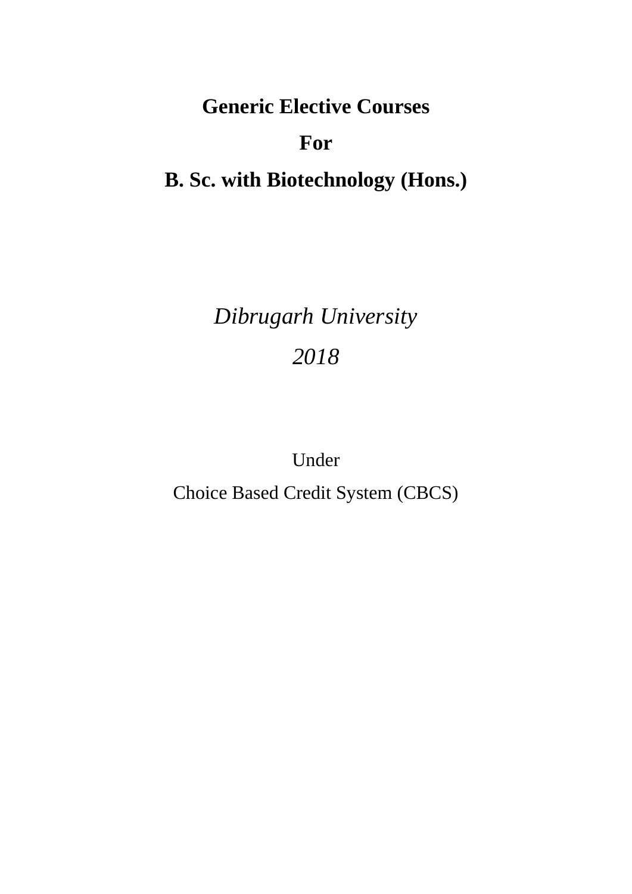# Generic Elective Courses

# For

# B. Sc. with Biotechnology (Hons.)

*Dibrugarh University*

*2018*

Under

Choice Based Credit System (CBCS)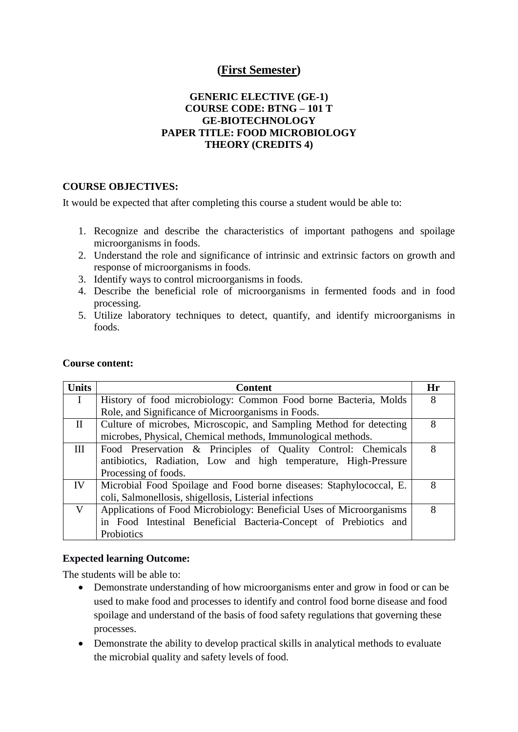# (First Semester)

**GENERIC ELECTIVE (GE-1)**
**COURSE CODE: BTNG – 101 T**
**GE-BIOTECHNOLOGY**
**PAPER TITLE: FOOD MICROBIOLOGY**
**THEORY (CREDITS 4)**

**COURSE OBJECTIVES:**

It would be expected that after completing this course a student would be able to:

1. Recognize and describe the characteristics of important pathogens and spoilage microorganisms in foods.
2. Understand the role and significance of intrinsic and extrinsic factors on growth and response of microorganisms in foods.
3. Identify ways to control microorganisms in foods.
4. Describe the beneficial role of microorganisms in fermented foods and in food processing.
5. Utilize laboratory techniques to detect, quantify, and identify microorganisms in foods.

**Course content:**

| Units | Content | Hr |
|---|---|---|
| I | History of food microbiology: Common Food borne Bacteria, Molds Role, and Significance of Microorganisms in Foods. | 8 |
| II | Culture of microbes, Microscopic, and Sampling Method for detecting microbes, Physical, Chemical methods, Immunological methods. | 8 |
| III | Food Preservation & Principles of Quality Control: Chemicals antibiotics, Radiation, Low and high temperature, High-Pressure Processing of foods. | 8 |
| IV | Microbial Food Spoilage and Food borne diseases: Staphylococcal, E. coli, Salmonellosis, shigellosis, Listerial infections | 8 |
| V | Applications of Food Microbiology: Beneficial Uses of Microorganisms in Food Intestinal Beneficial Bacteria-Concept of Prebiotics and Probiotics | 8 |

**Expected learning Outcome:**

The students will be able to:

- Demonstrate understanding of how microorganisms enter and grow in food or can be used to make food and processes to identify and control food borne disease and food spoilage and understand of the basis of food safety regulations that governing these processes.
- Demonstrate the ability to develop practical skills in analytical methods to evaluate the microbial quality and safety levels of food.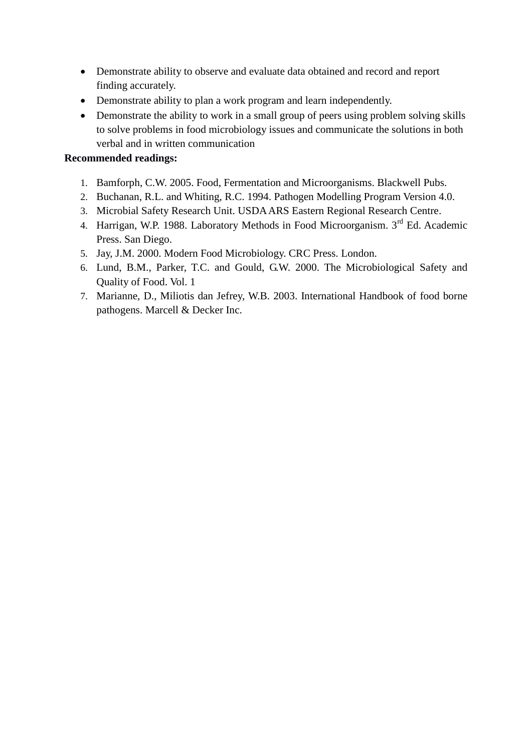- Demonstrate ability to observe and evaluate data obtained and record and report finding accurately.
- Demonstrate ability to plan a work program and learn independently.
- Demonstrate the ability to work in a small group of peers using problem solving skills to solve problems in food microbiology issues and communicate the solutions in both verbal and in written communication

**Recommended readings:**

1. Bamforph, C.W. 2005. Food, Fermentation and Microorganisms. Blackwell Pubs.
2. Buchanan, R.L. and Whiting, R.C. 1994. Pathogen Modelling Program Version 4.0.
3. Microbial Safety Research Unit. USDA ARS Eastern Regional Research Centre.
4. Harrigan, W.P. 1988. Laboratory Methods in Food Microorganism. 3rd Ed. Academic Press. San Diego.
5. Jay, J.M. 2000. Modern Food Microbiology. CRC Press. London.
6. Lund, B.M., Parker, T.C. and Gould, G.W. 2000. The Microbiological Safety and Quality of Food. Vol. 1
7. Marianne, D., Miliotis dan Jefrey, W.B. 2003. International Handbook of food borne pathogens. Marcell & Decker Inc.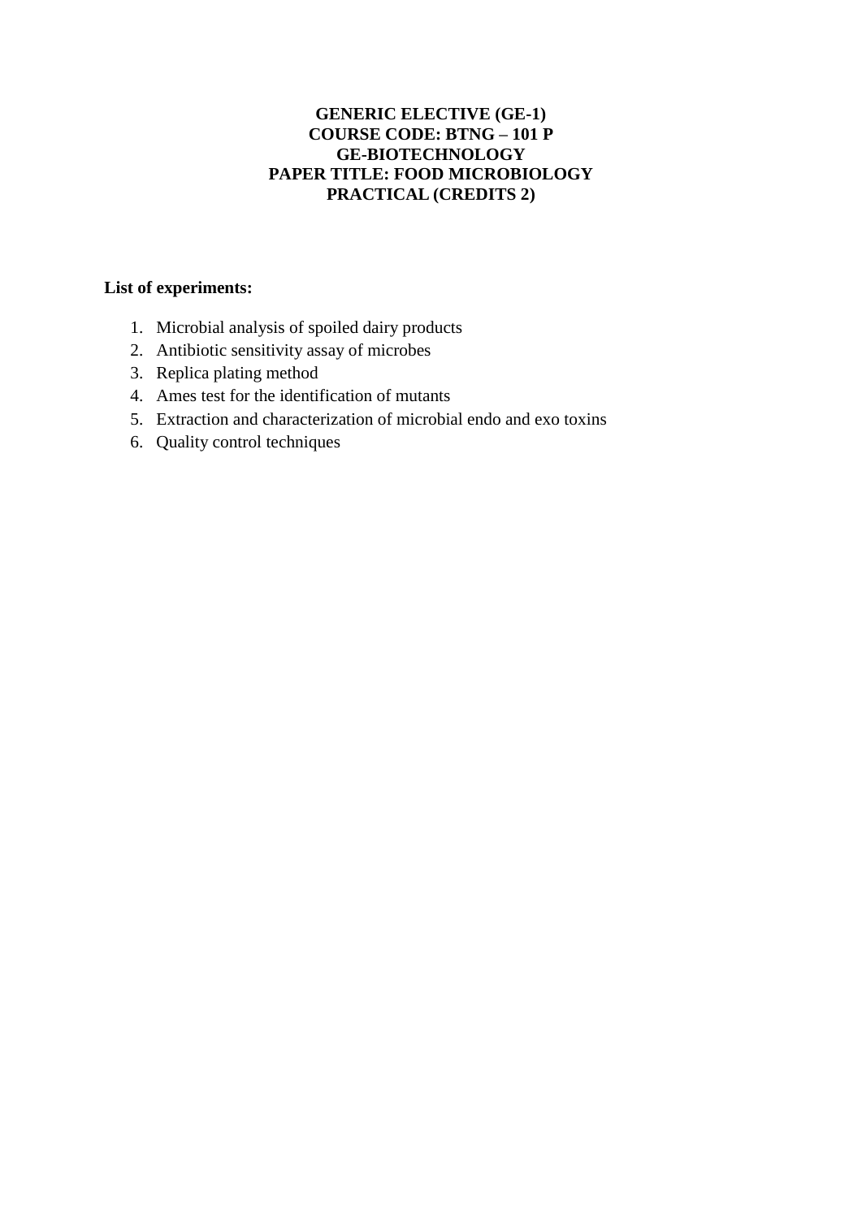**GENERIC ELECTIVE (GE-1)**
**COURSE CODE: BTNG – 101 P**
**GE-BIOTECHNOLOGY**
**PAPER TITLE: FOOD MICROBIOLOGY**
**PRACTICAL (CREDITS 2)**

**List of experiments:**

1. Microbial analysis of spoiled dairy products
2. Antibiotic sensitivity assay of microbes
3. Replica plating method
4. Ames test for the identification of mutants
5. Extraction and characterization of microbial endo and exo toxins
6. Quality control techniques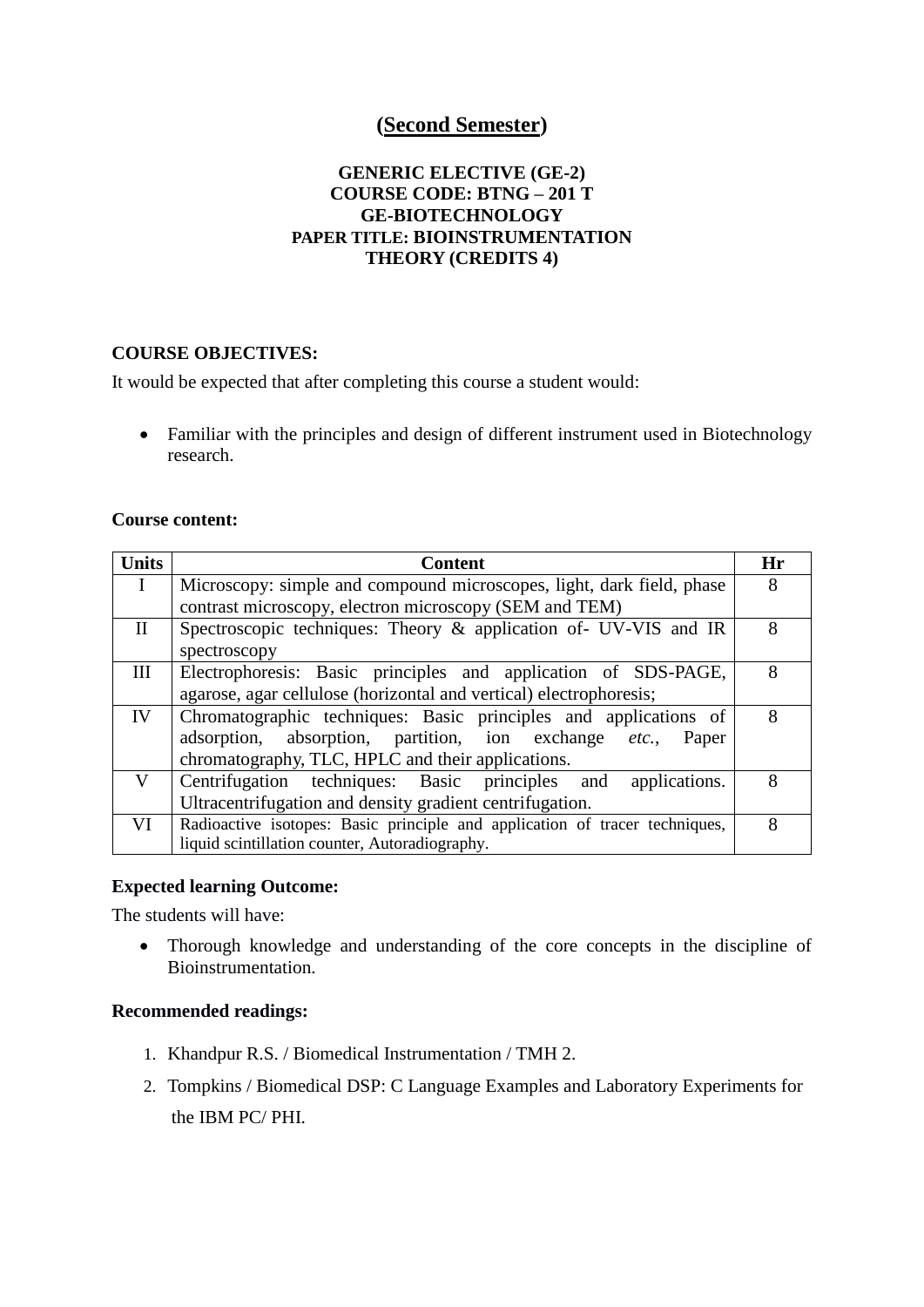# (Second Semester)

**GENERIC ELECTIVE (GE-2)**
**COURSE CODE: BTNG – 201 T**
**GE-BIOTECHNOLOGY**
**PAPER TITLE: BIOINSTRUMENTATION**
**THEORY (CREDITS 4)**

**COURSE OBJECTIVES:**

It would be expected that after completing this course a student would:

- Familiar with the principles and design of different instrument used in Biotechnology research.

**Course content:**

| Units | Content | Hr |
|---|---|---|
| I | Microscopy: simple and compound microscopes, light, dark field, phase contrast microscopy, electron microscopy (SEM and TEM) | 8 |
| II | Spectroscopic techniques: Theory & application of- UV-VIS and IR spectroscopy | 8 |
| III | Electrophoresis: Basic principles and application of SDS-PAGE, agarose, agar cellulose (horizontal and vertical) electrophoresis; | 8 |
| IV | Chromatographic techniques: Basic principles and applications of adsorption, absorption, partition, ion exchange *etc.*, Paper chromatography, TLC, HPLC and their applications. | 8 |
| V | Centrifugation techniques: Basic principles and applications. Ultracentrifugation and density gradient centrifugation. | 8 |
| VI | Radioactive isotopes: Basic principle and application of tracer techniques, liquid scintillation counter, Autoradiography. | 8 |

**Expected learning Outcome:**

The students will have:

- Thorough knowledge and understanding of the core concepts in the discipline of Bioinstrumentation.

**Recommended readings:**

1. Khandpur R.S. / Biomedical Instrumentation / TMH 2.
2. Tompkins / Biomedical DSP: C Language Examples and Laboratory Experiments for the IBM PC/ PHI.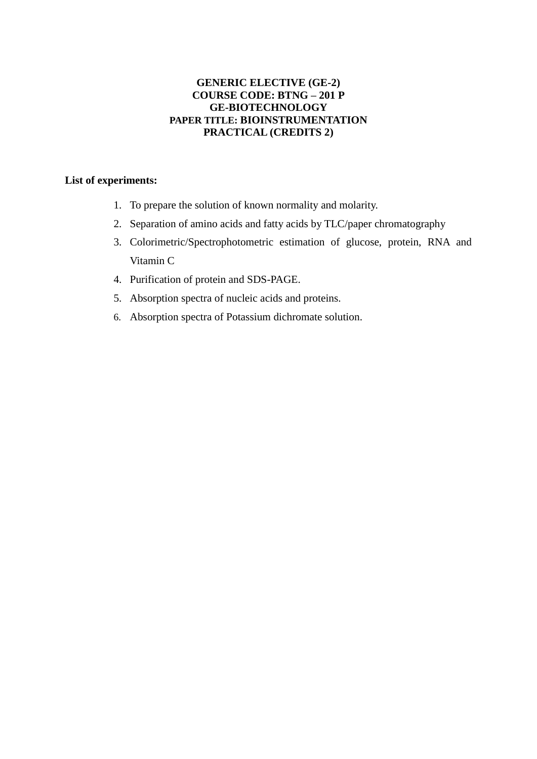**GENERIC ELECTIVE (GE-2)**
**COURSE CODE: BTNG – 201 P**
**GE-BIOTECHNOLOGY**
**PAPER TITLE: BIOINSTRUMENTATION**
**PRACTICAL (CREDITS 2)**

**List of experiments:**

1. To prepare the solution of known normality and molarity.
2. Separation of amino acids and fatty acids by TLC/paper chromatography
3. Colorimetric/Spectrophotometric estimation of glucose, protein, RNA and Vitamin C
4. Purification of protein and SDS-PAGE.
5. Absorption spectra of nucleic acids and proteins.
6. Absorption spectra of Potassium dichromate solution.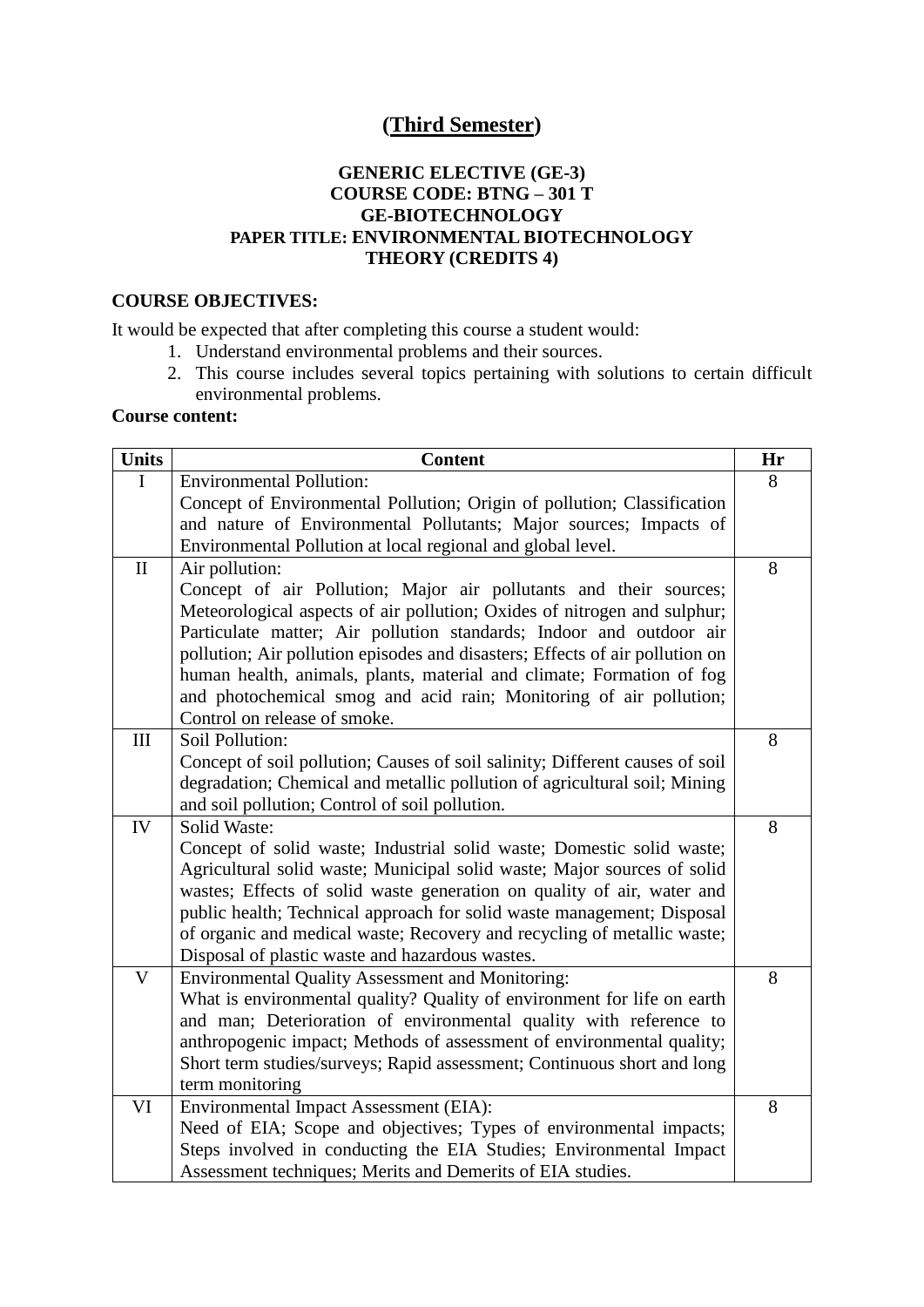## (Third Semester)

### GENERIC ELECTIVE (GE-3)
### COURSE CODE: BTNG – 301 T
### GE-BIOTECHNOLOGY
### PAPER TITLE: ENVIRONMENTAL BIOTECHNOLOGY
### THEORY (CREDITS 4)

**COURSE OBJECTIVES:**

It would be expected that after completing this course a student would:

1. Understand environmental problems and their sources.
2. This course includes several topics pertaining with solutions to certain difficult environmental problems.

**Course content:**

| Units | Content | Hr |
|---|---|---|
| I | Environmental Pollution:<br>Concept of Environmental Pollution; Origin of pollution; Classification and nature of Environmental Pollutants; Major sources; Impacts of Environmental Pollution at local regional and global level. | 8 |
| II | Air pollution:<br>Concept of air Pollution; Major air pollutants and their sources; Meteorological aspects of air pollution; Oxides of nitrogen and sulphur; Particulate matter; Air pollution standards; Indoor and outdoor air pollution; Air pollution episodes and disasters; Effects of air pollution on human health, animals, plants, material and climate; Formation of fog and photochemical smog and acid rain; Monitoring of air pollution; Control on release of smoke. | 8 |
| III | Soil Pollution:<br>Concept of soil pollution; Causes of soil salinity; Different causes of soil degradation; Chemical and metallic pollution of agricultural soil; Mining and soil pollution; Control of soil pollution. | 8 |
| IV | Solid Waste:<br>Concept of solid waste; Industrial solid waste; Domestic solid waste; Agricultural solid waste; Municipal solid waste; Major sources of solid wastes; Effects of solid waste generation on quality of air, water and public health; Technical approach for solid waste management; Disposal of organic and medical waste; Recovery and recycling of metallic waste; Disposal of plastic waste and hazardous wastes. | 8 |
| V | Environmental Quality Assessment and Monitoring:<br>What is environmental quality? Quality of environment for life on earth and man; Deterioration of environmental quality with reference to anthropogenic impact; Methods of assessment of environmental quality; Short term studies/surveys; Rapid assessment; Continuous short and long term monitoring | 8 |
| VI | Environmental Impact Assessment (EIA):<br>Need of EIA; Scope and objectives; Types of environmental impacts; Steps involved in conducting the EIA Studies; Environmental Impact Assessment techniques; Merits and Demerits of EIA studies. | 8 |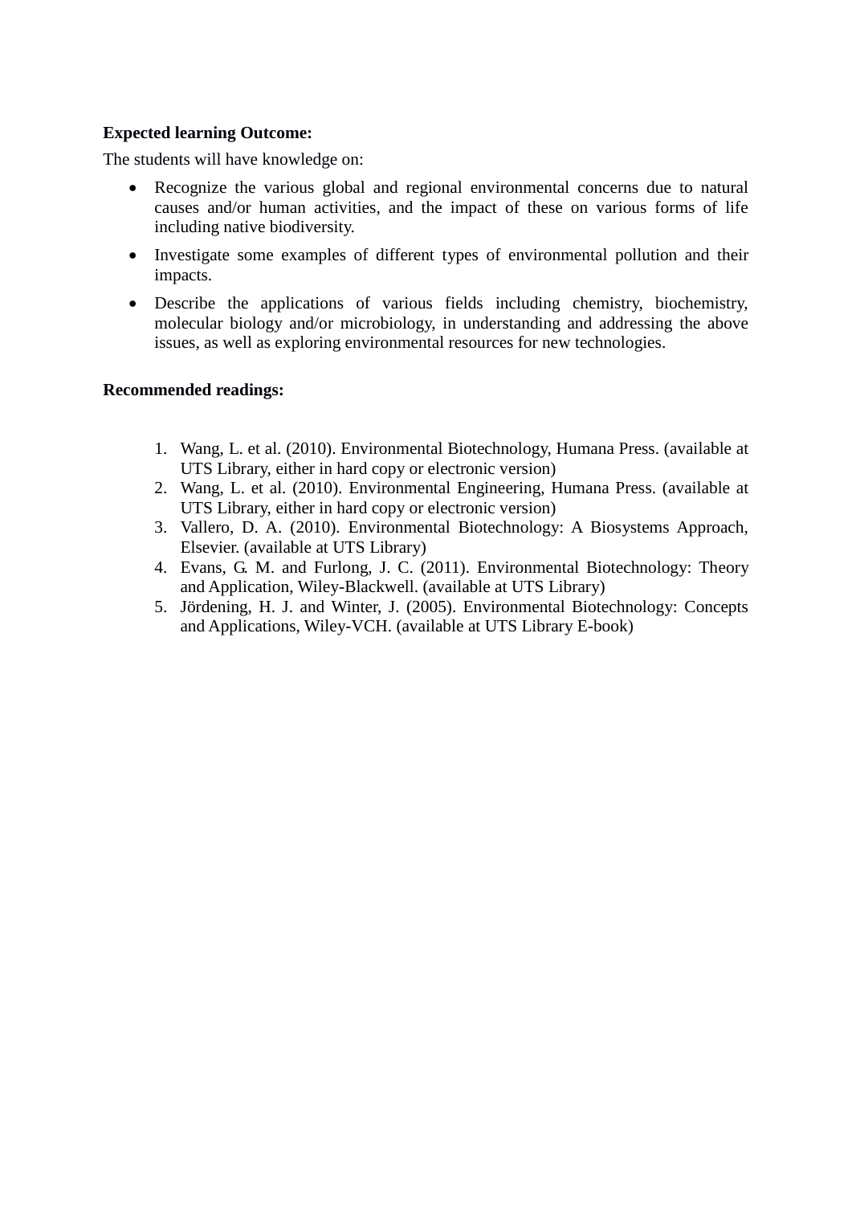**Expected learning Outcome:**

The students will have knowledge on:

- Recognize the various global and regional environmental concerns due to natural causes and/or human activities, and the impact of these on various forms of life including native biodiversity.
- Investigate some examples of different types of environmental pollution and their impacts.
- Describe the applications of various fields including chemistry, biochemistry, molecular biology and/or microbiology, in understanding and addressing the above issues, as well as exploring environmental resources for new technologies.

**Recommended readings:**

1. Wang, L. et al. (2010). Environmental Biotechnology, Humana Press. (available at UTS Library, either in hard copy or electronic version)
2. Wang, L. et al. (2010). Environmental Engineering, Humana Press. (available at UTS Library, either in hard copy or electronic version)
3. Vallero, D. A. (2010). Environmental Biotechnology: A Biosystems Approach, Elsevier. (available at UTS Library)
4. Evans, G. M. and Furlong, J. C. (2011). Environmental Biotechnology: Theory and Application, Wiley-Blackwell. (available at UTS Library)
5. Jördening, H. J. and Winter, J. (2005). Environmental Biotechnology: Concepts and Applications, Wiley-VCH. (available at UTS Library E-book)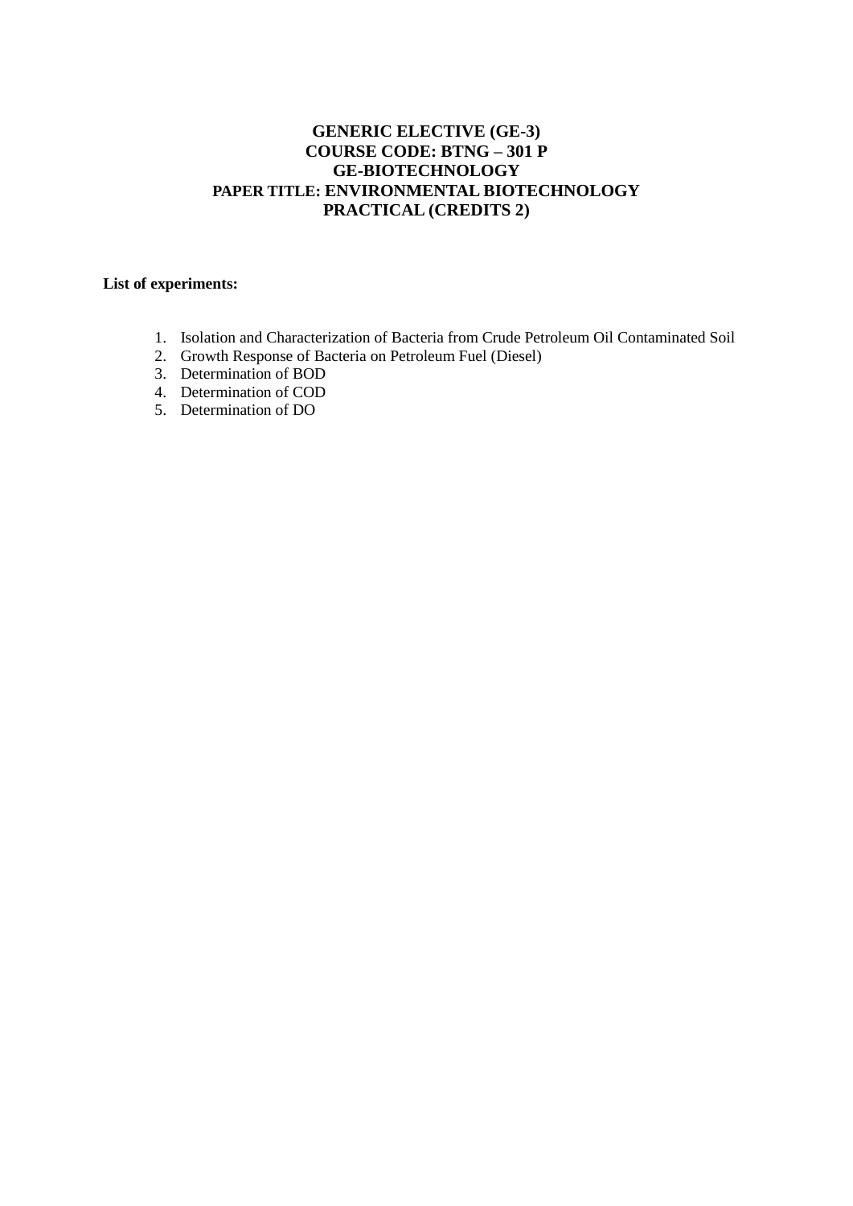# GENERIC ELECTIVE (GE-3)
# COURSE CODE: BTNG – 301 P
# GE-BIOTECHNOLOGY
# PAPER TITLE: ENVIRONMENTAL BIOTECHNOLOGY
# PRACTICAL (CREDITS 2)

**List of experiments:**

1. Isolation and Characterization of Bacteria from Crude Petroleum Oil Contaminated Soil
2. Growth Response of Bacteria on Petroleum Fuel (Diesel)
3. Determination of BOD
4. Determination of COD
5. Determination of DO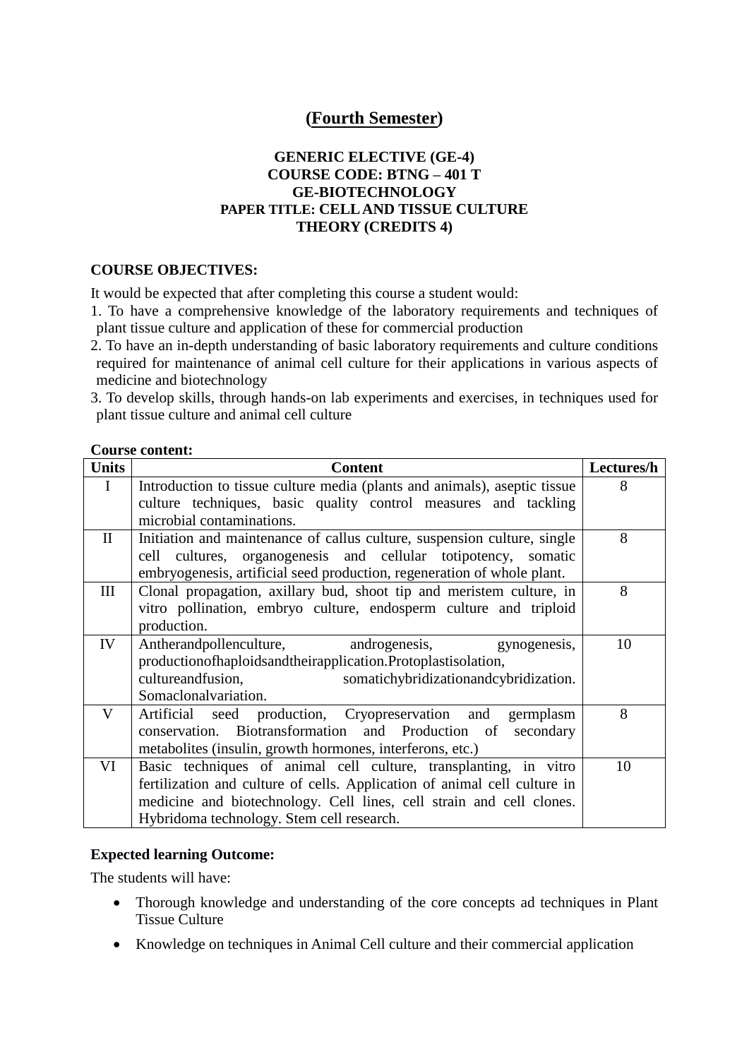## (Fourth Semester)

### GENERIC ELECTIVE (GE-4)
### COURSE CODE: BTNG – 401 T
### GE-BIOTECHNOLOGY
### PAPER TITLE: CELL AND TISSUE CULTURE
### THEORY (CREDITS 4)

**COURSE OBJECTIVES:**

It would be expected that after completing this course a student would:

1. To have a comprehensive knowledge of the laboratory requirements and techniques of plant tissue culture and application of these for commercial production
2. To have an in-depth understanding of basic laboratory requirements and culture conditions required for maintenance of animal cell culture for their applications in various aspects of medicine and biotechnology
3. To develop skills, through hands-on lab experiments and exercises, in techniques used for plant tissue culture and animal cell culture

**Course content:**

| Units | Content | Lectures/h |
|---|---|---|
| I | Introduction to tissue culture media (plants and animals), aseptic tissue culture techniques, basic quality control measures and tackling microbial contaminations. | 8 |
| II | Initiation and maintenance of callus culture, suspension culture, single cell cultures, organogenesis and cellular totipotency, somatic embryogenesis, artificial seed production, regeneration of whole plant. | 8 |
| III | Clonal propagation, axillary bud, shoot tip and meristem culture, in vitro pollination, embryo culture, endosperm culture and triploid production. | 8 |
| IV | Antherandpollenculture, androgenesis, gynogenesis, productionofhaploidsandtheirapplication.Protoplastisolation, cultureandfusion, somatichybridizationandcybridization. Somaclonalvariation. | 10 |
| V | Artificial seed production, Cryopreservation and germplasm conservation. Biotransformation and Production of secondary metabolites (insulin, growth hormones, interferons, etc.) | 8 |
| VI | Basic techniques of animal cell culture, transplanting, in vitro fertilization and culture of cells. Application of animal cell culture in medicine and biotechnology. Cell lines, cell strain and cell clones. Hybridoma technology. Stem cell research. | 10 |

**Expected learning Outcome:**

The students will have:

- Thorough knowledge and understanding of the core concepts ad techniques in Plant Tissue Culture
- Knowledge on techniques in Animal Cell culture and their commercial application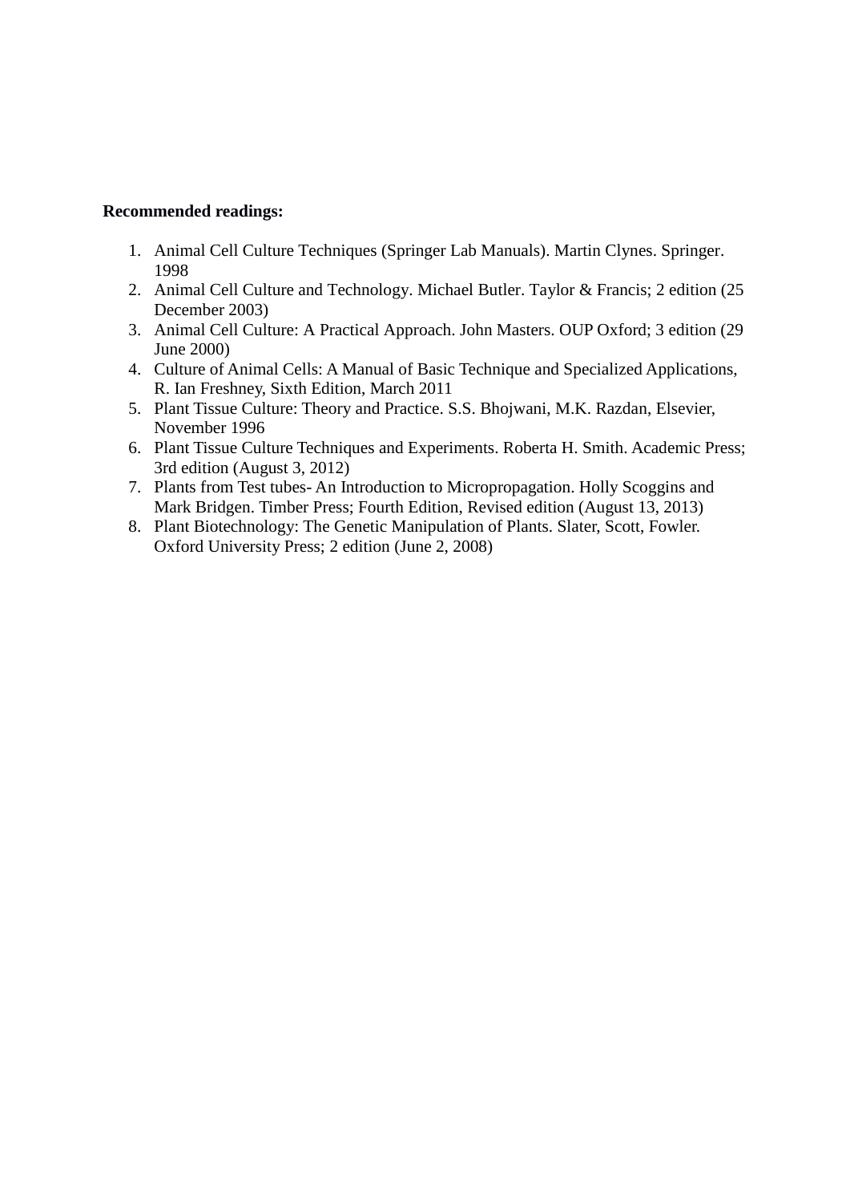**Recommended readings:**

1. Animal Cell Culture Techniques (Springer Lab Manuals). Martin Clynes. Springer. 1998
2. Animal Cell Culture and Technology. Michael Butler. Taylor & Francis; 2 edition (25 December 2003)
3. Animal Cell Culture: A Practical Approach. John Masters. OUP Oxford; 3 edition (29 June 2000)
4. Culture of Animal Cells: A Manual of Basic Technique and Specialized Applications, R. Ian Freshney, Sixth Edition, March 2011
5. Plant Tissue Culture: Theory and Practice. S.S. Bhojwani, M.K. Razdan, Elsevier, November 1996
6. Plant Tissue Culture Techniques and Experiments. Roberta H. Smith. Academic Press; 3rd edition (August 3, 2012)
7. Plants from Test tubes- An Introduction to Micropropagation. Holly Scoggins and Mark Bridgen. Timber Press; Fourth Edition, Revised edition (August 13, 2013)
8. Plant Biotechnology: The Genetic Manipulation of Plants. Slater, Scott, Fowler. Oxford University Press; 2 edition (June 2, 2008)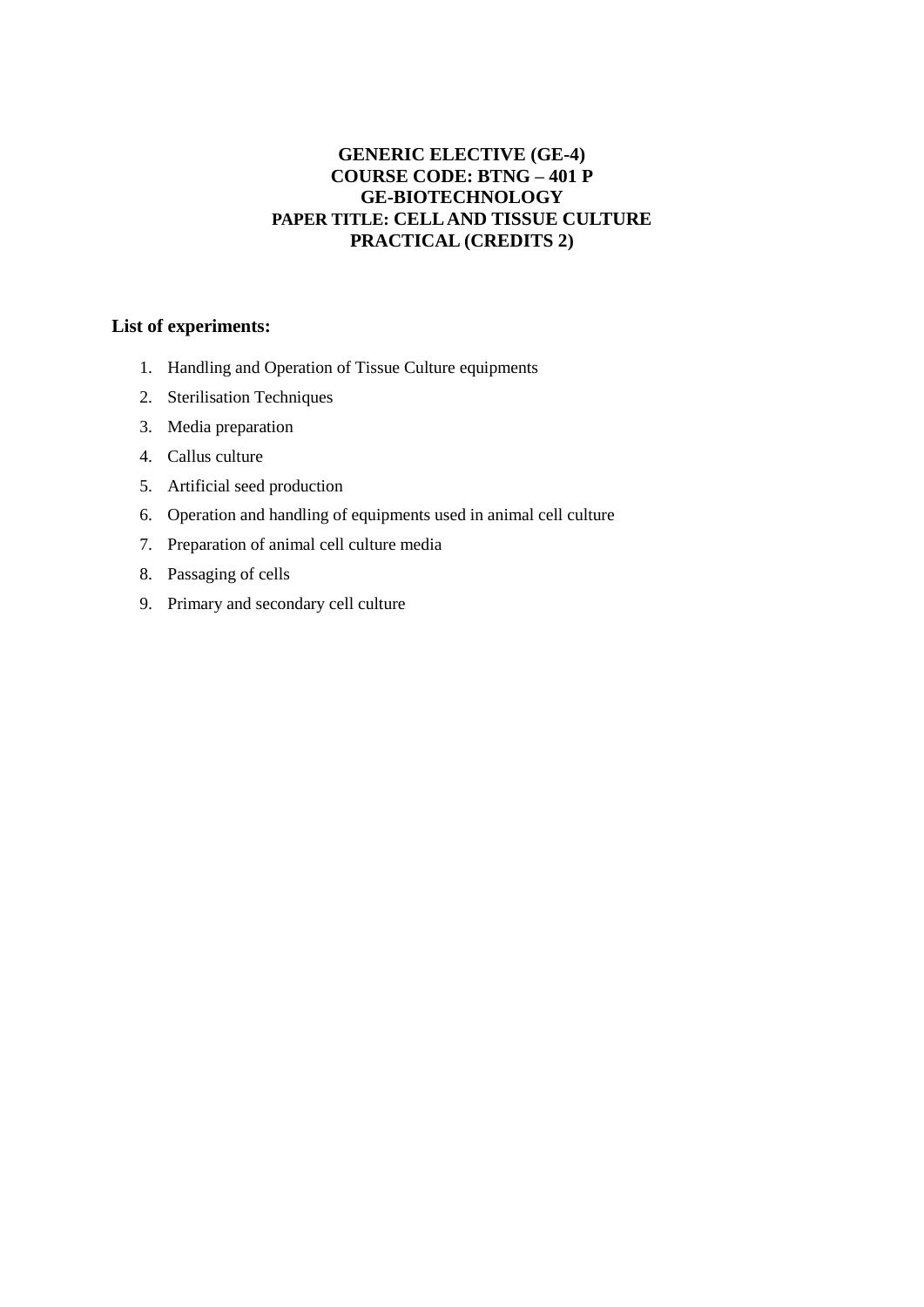**GENERIC ELECTIVE (GE-4)**
**COURSE CODE: BTNG – 401 P**
**GE-BIOTECHNOLOGY**
**PAPER TITLE: CELL AND TISSUE CULTURE**
**PRACTICAL (CREDITS 2)**

**List of experiments:**

1. Handling and Operation of Tissue Culture equipments
2. Sterilisation Techniques
3. Media preparation
4. Callus culture
5. Artificial seed production
6. Operation and handling of equipments used in animal cell culture
7. Preparation of animal cell culture media
8. Passaging of cells
9. Primary and secondary cell culture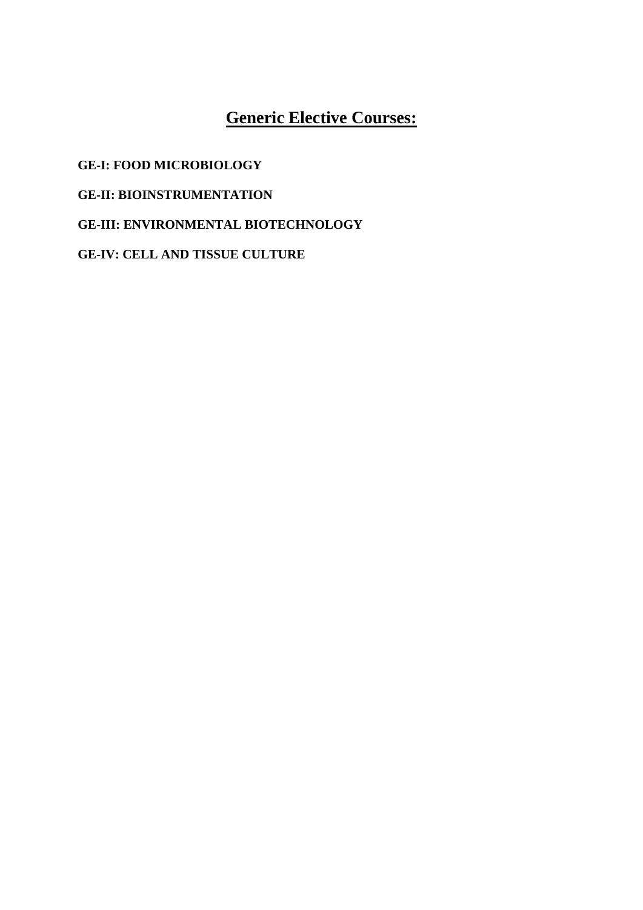# Generic Elective Courses:

**GE-I: FOOD MICROBIOLOGY**

**GE-II: BIOINSTRUMENTATION**

**GE-III: ENVIRONMENTAL BIOTECHNOLOGY**

**GE-IV: CELL AND TISSUE CULTURE**